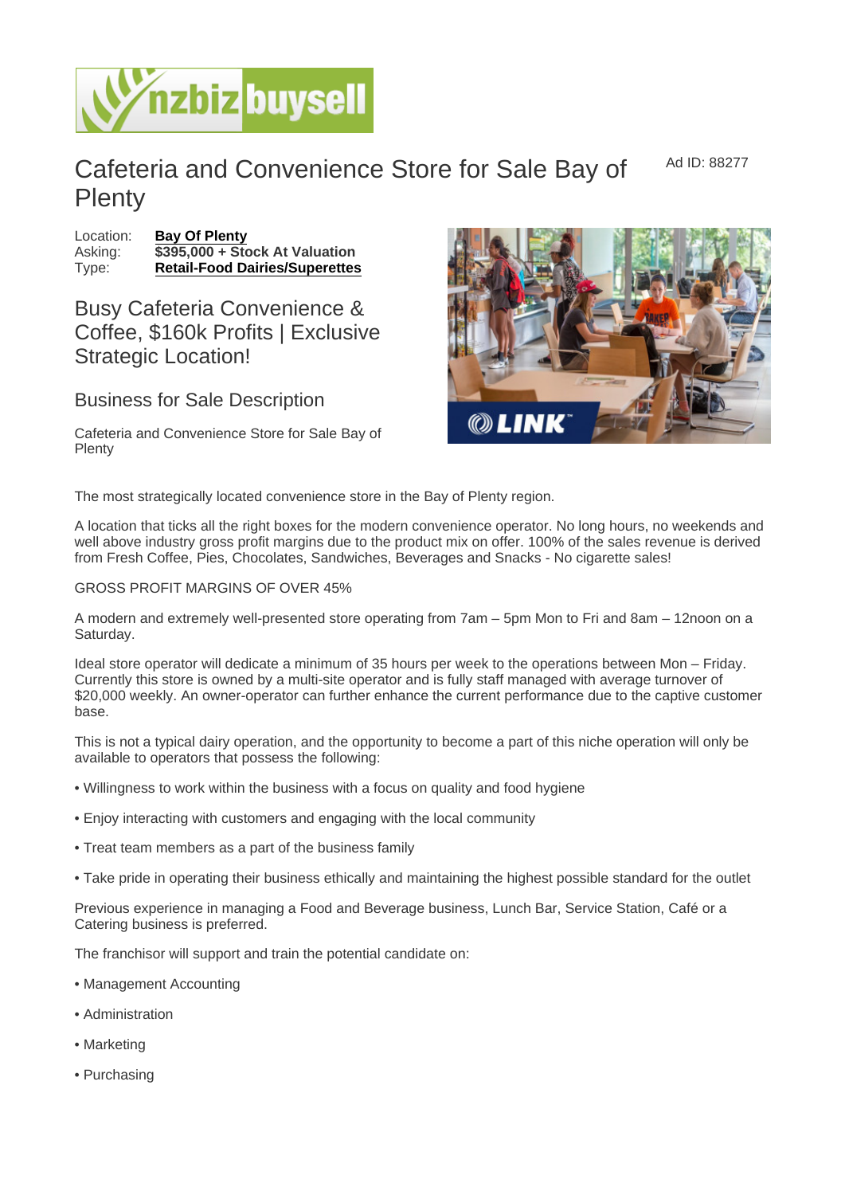# Cafeteria and Convenience Store for Sale Bay of Plenty

Ad ID: 88277

Location: **Bay Of Plenty**
Asking: **$395,000 + Stock At Valuation**
Type: **Retail-Food Dairies/Superettes**

## Busy Cafeteria Convenience & Coffee, $160k Profits | Exclusive Strategic Location!

### Business for Sale Description

Cafeteria and Convenience Store for Sale Bay of Plenty

The most strategically located convenience store in the Bay of Plenty region.

A location that ticks all the right boxes for the modern convenience operator. No long hours, no weekends and well above industry gross profit margins due to the product mix on offer. 100% of the sales revenue is derived from Fresh Coffee, Pies, Chocolates, Sandwiches, Beverages and Snacks - No cigarette sales!

GROSS PROFIT MARGINS OF OVER 45%

A modern and extremely well-presented store operating from 7am – 5pm Mon to Fri and 8am – 12noon on a Saturday.

Ideal store operator will dedicate a minimum of 35 hours per week to the operations between Mon – Friday. Currently this store is owned by a multi-site operator and is fully staff managed with average turnover of $20,000 weekly. An owner-operator can further enhance the current performance due to the captive customer base.

This is not a typical dairy operation, and the opportunity to become a part of this niche operation will only be available to operators that possess the following:

• Willingness to work within the business with a focus on quality and food hygiene

• Enjoy interacting with customers and engaging with the local community

• Treat team members as a part of the business family

• Take pride in operating their business ethically and maintaining the highest possible standard for the outlet

Previous experience in managing a Food and Beverage business, Lunch Bar, Service Station, Café or a Catering business is preferred.

The franchisor will support and train the potential candidate on:

• Management Accounting

• Administration

• Marketing

• Purchasing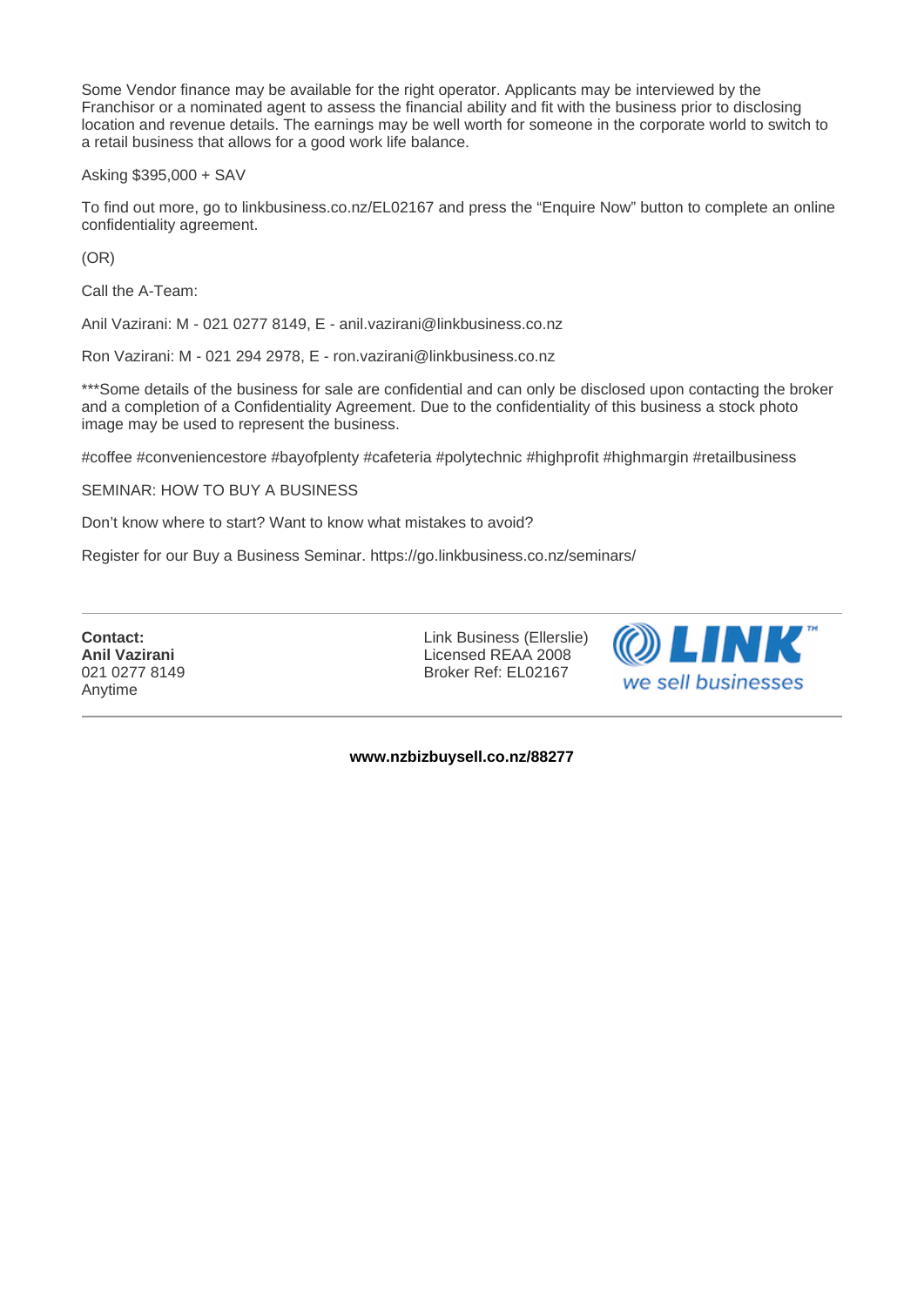Some Vendor finance may be available for the right operator. Applicants may be interviewed by the Franchisor or a nominated agent to assess the financial ability and fit with the business prior to disclosing location and revenue details. The earnings may be well worth for someone in the corporate world to switch to a retail business that allows for a good work life balance.

Asking $395,000 + SAV

To find out more, go to linkbusiness.co.nz/EL02167 and press the "Enquire Now" button to complete an online confidentiality agreement.

(OR)

Call the A-Team:

Anil Vazirani: M - 021 0277 8149, E - anil.vazirani@linkbusiness.co.nz

Ron Vazirani: M - 021 294 2978, E - ron.vazirani@linkbusiness.co.nz

***Some details of the business for sale are confidential and can only be disclosed upon contacting the broker and a completion of a Confidentiality Agreement. Due to the confidentiality of this business a stock photo image may be used to represent the business.

#coffee #conveniencestore #bayofplenty #cafeteria #polytechnic #highprofit #highmargin #retailbusiness

SEMINAR: HOW TO BUY A BUSINESS

Don't know where to start? Want to know what mistakes to avoid?

Register for our Buy a Business Seminar. https://go.linkbusiness.co.nz/seminars/

---

**Contact:**
**Anil Vazirani**
021 0277 8149
Anytime

Link Business (Ellerslie)
Licensed REAA 2008
Broker Ref: EL02167

LINK™
we sell businesses

---

**www.nzbizbuysell.co.nz/88277**